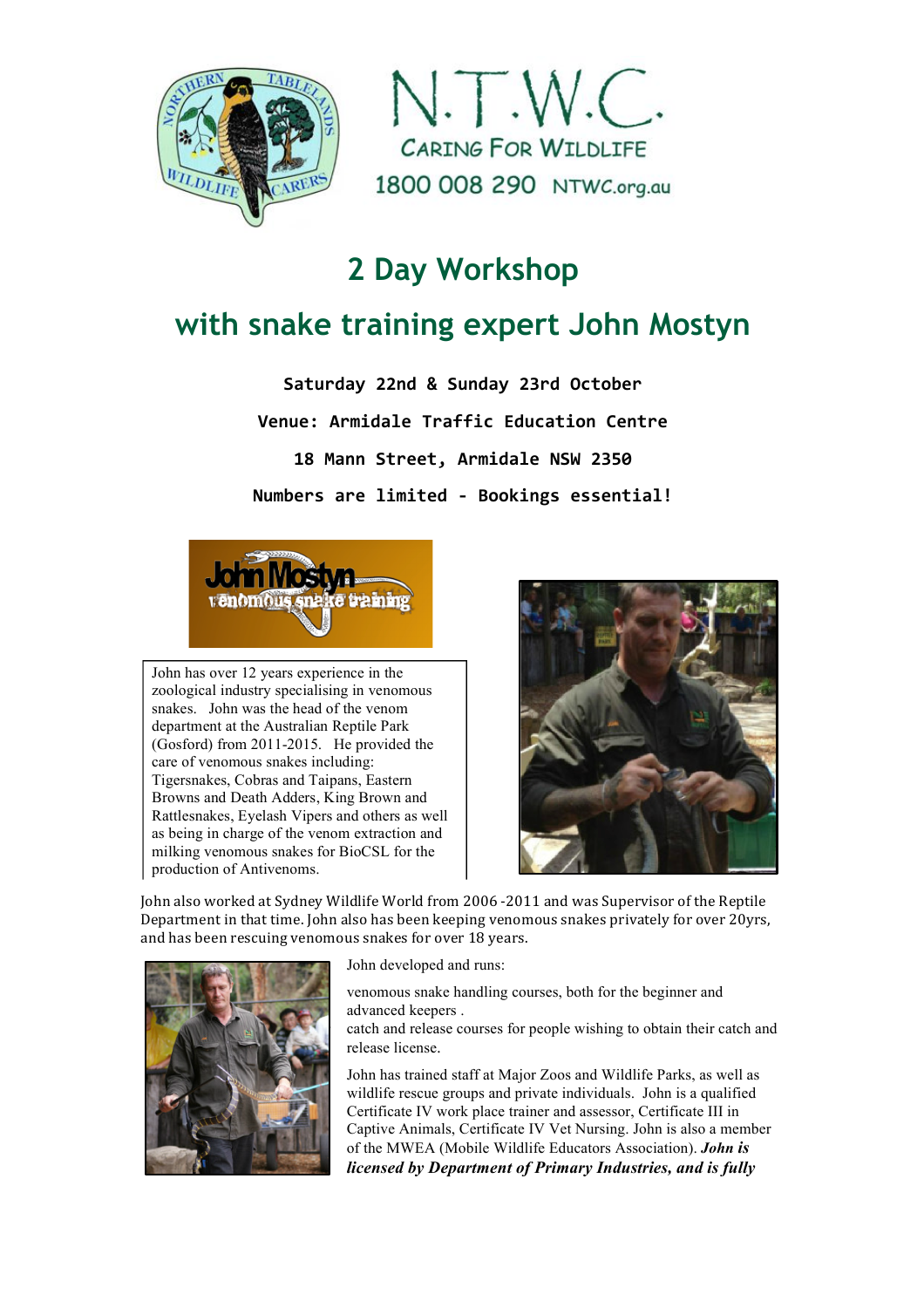N.T.W.C.

CARING FOR WILDLIFE

1800 008 290 NTWC.org.au

# 2 Day Workshop

# with snake training expert John Mostyn

**Saturday 22nd & Sunday 23rd October**

**Venue: Armidale Traffic Education Centre**

**18 Mann Street, Armidale NSW 2350**

**Numbers are limited - Bookings essential!**

John has over 12 years experience in the zoological industry specialising in venomous snakes. John was the head of the venom department at the Australian Reptile Park (Gosford) from 2011-2015. He provided the care of venomous snakes including: Tigersnakes, Cobras and Taipans, Eastern Browns and Death Adders, King Brown and Rattlesnakes, Eyelash Vipers and others as well as being in charge of the venom extraction and milking venomous snakes for BioCSL for the production of Antivenoms.

John also worked at Sydney Wildlife World from 2006 -2011 and was Supervisor of the Reptile Department in that time. John also has been keeping venomous snakes privately for over 20yrs, and has been rescuing venomous snakes for over 18 years.

John developed and runs:

venomous snake handling courses, both for the beginner and advanced keepers .

catch and release courses for people wishing to obtain their catch and release license.

John has trained staff at Major Zoos and Wildlife Parks, as well as wildlife rescue groups and private individuals. John is a qualified Certificate IV work place trainer and assessor, Certificate III in Captive Animals, Certificate IV Vet Nursing. John is also a member of the MWEA (Mobile Wildlife Educators Association). ***John is licensed by Department of Primary Industries, and is fully***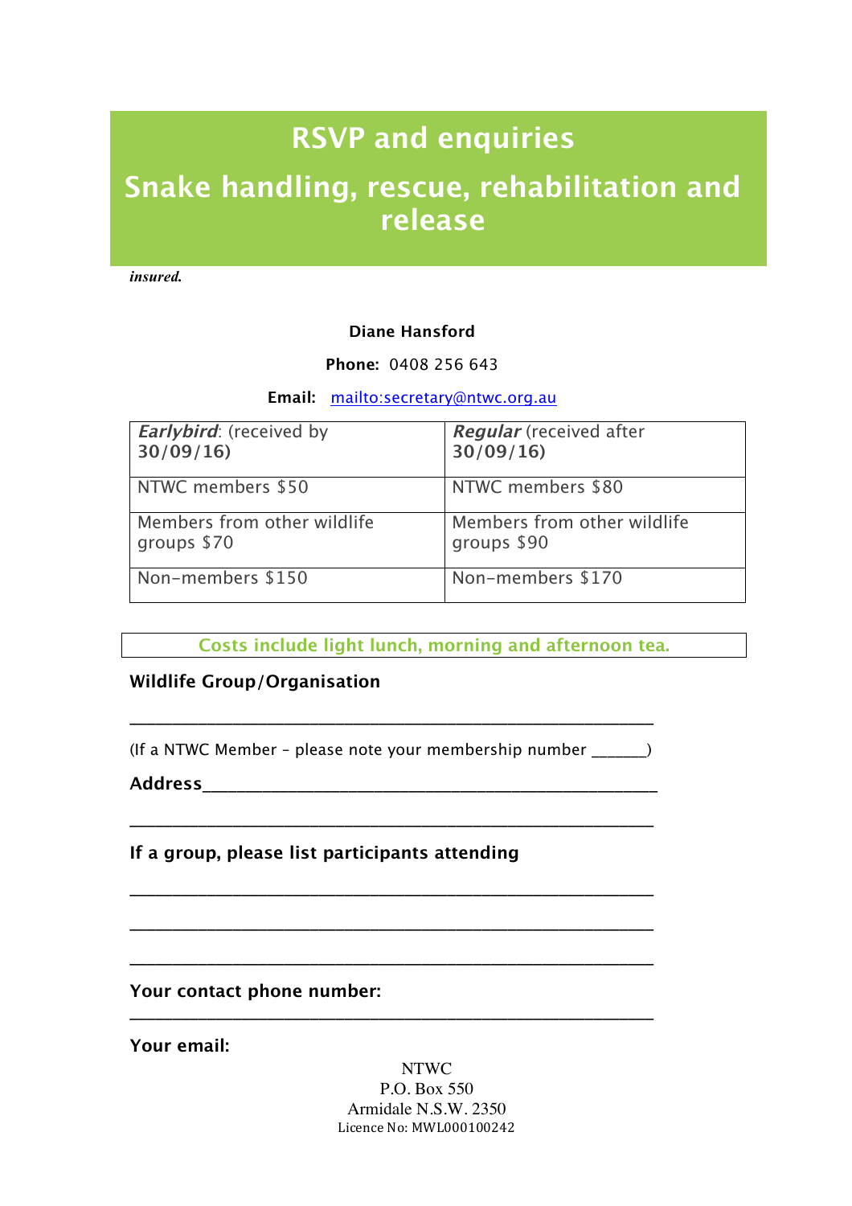# RSVP and enquiries

# Snake handling, rescue, rehabilitation and release

***insured.***

**Diane Hansford**

**Phone:** 0408 256 643

**Email:** mailto:secretary@ntwc.org.au

| ***Earlybird***: (received by **30/09/16)** | ***Regular*** (received after **30/09/16)** |
|---|---|
| NTWC members $50 | NTWC members $80 |
| Members from other wildlife groups $70 | Members from other wildlife groups $90 |
| Non-members $150 | Non-members $170 |

**Costs include light lunch, morning and afternoon tea.**

**Wildlife Group/Organisation**

___________________________________________________________

(If a NTWC Member – please note your membership number ______)

**Address**___________________________________________________

___________________________________________________________

**If a group, please list participants attending**

___________________________________________________________

___________________________________________________________

___________________________________________________________

**Your contact phone number:**

___________________________________________________________

**Your email:**

NTWC
P.O. Box 550
Armidale N.S.W. 2350
Licence No: MWL000100242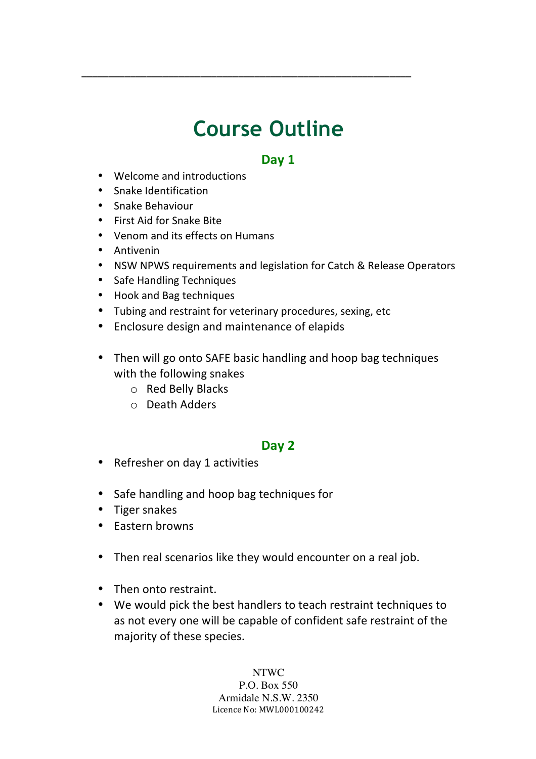# Course Outline

## Day 1

- Welcome and introductions
- Snake Identification
- Snake Behaviour
- First Aid for Snake Bite
- Venom and its effects on Humans
- Antivenin
- NSW NPWS requirements and legislation for Catch & Release Operators
- Safe Handling Techniques
- Hook and Bag techniques
- Tubing and restraint for veterinary procedures, sexing, etc
- Enclosure design and maintenance of elapids

- Then will go onto SAFE basic handling and hoop bag techniques with the following snakes
  - Red Belly Blacks
  - Death Adders

## Day 2

- Refresher on day 1 activities

- Safe handling and hoop bag techniques for
- Tiger snakes
- Eastern browns

- Then real scenarios like they would encounter on a real job.

- Then onto restraint.
- We would pick the best handlers to teach restraint techniques to as not every one will be capable of confident safe restraint of the majority of these species.

NTWC
P.O. Box 550
Armidale N.S.W. 2350
Licence No: MWL000100242